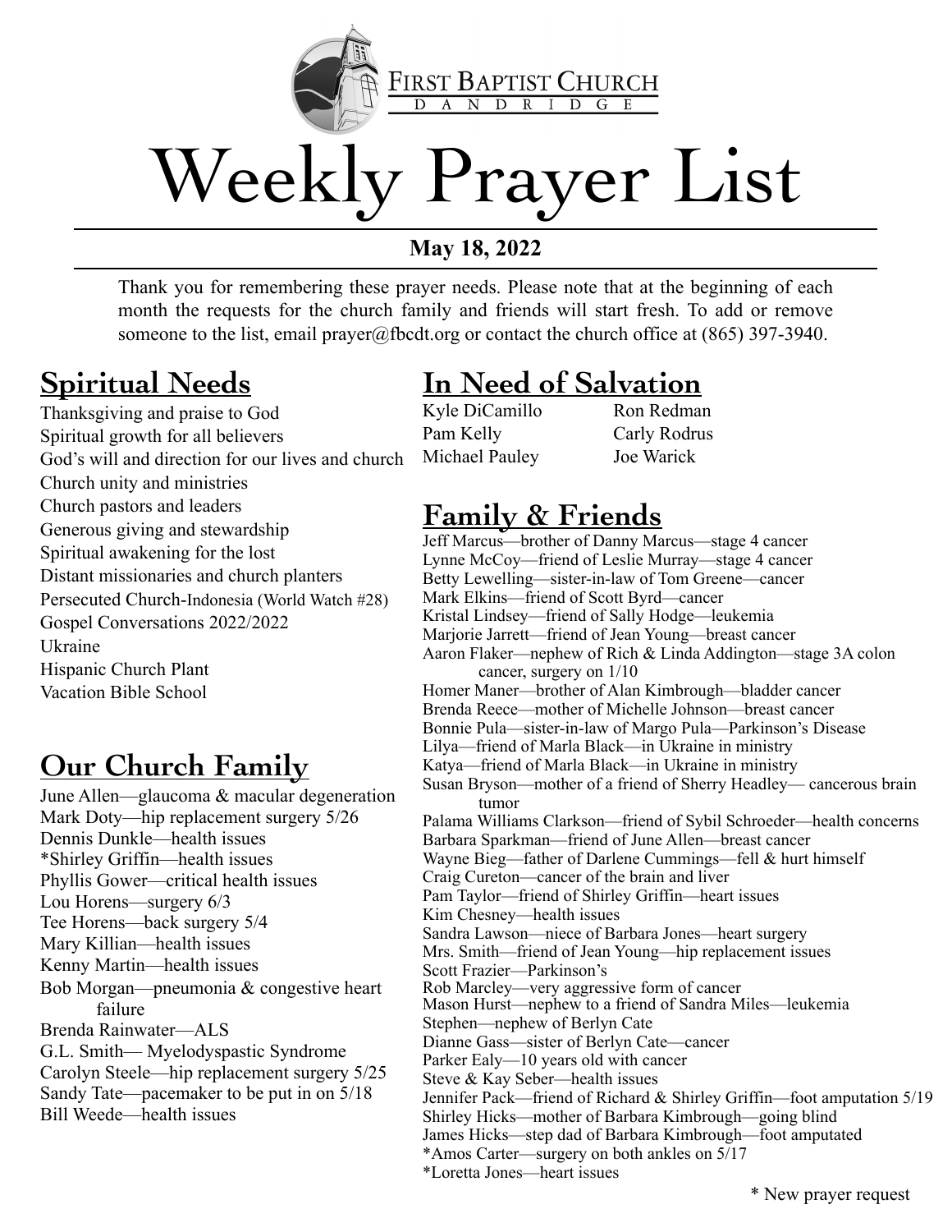FIRST BAPTIST CHURCH
DANDRIDGE

# Weekly Prayer List

**May 18, 2022**

Thank you for remembering these prayer needs. Please note that at the beginning of each month the requests for the church family and friends will start fresh. To add or remove someone to the list, email prayer@fbcdt.org or contact the church office at (865) 397-3940.

## Spiritual Needs

Thanksgiving and praise to God
Spiritual growth for all believers
God's will and direction for our lives and church
Church unity and ministries
Church pastors and leaders
Generous giving and stewardship
Spiritual awakening for the lost
Distant missionaries and church planters
Persecuted Church-Indonesia (World Watch #28)
Gospel Conversations 2022/2022
Ukraine
Hispanic Church Plant
Vacation Bible School

## Our Church Family

June Allen—glaucoma & macular degeneration
Mark Doty—hip replacement surgery 5/26
Dennis Dunkle—health issues
*Shirley Griffin—health issues
Phyllis Gower—critical health issues
Lou Horens—surgery 6/3
Tee Horens—back surgery 5/4
Mary Killian—health issues
Kenny Martin—health issues
Bob Morgan—pneumonia & congestive heart failure
Brenda Rainwater—ALS
G.L. Smith— Myelodyspastic Syndrome
Carolyn Steele—hip replacement surgery 5/25
Sandy Tate—pacemaker to be put in on 5/18
Bill Weede—health issues

## In Need of Salvation

Kyle DiCamillo
Pam Kelly
Michael Pauley
Ron Redman
Carly Rodrus
Joe Warick

## Family & Friends

Jeff Marcus—brother of Danny Marcus—stage 4 cancer
Lynne McCoy—friend of Leslie Murray—stage 4 cancer
Betty Lewelling—sister-in-law of Tom Greene—cancer
Mark Elkins—friend of Scott Byrd—cancer
Kristal Lindsey—friend of Sally Hodge—leukemia
Marjorie Jarrett—friend of Jean Young—breast cancer
Aaron Flaker—nephew of Rich & Linda Addington—stage 3A colon cancer, surgery on 1/10
Homer Maner—brother of Alan Kimbrough—bladder cancer
Brenda Reece—mother of Michelle Johnson—breast cancer
Bonnie Pula—sister-in-law of Margo Pula—Parkinson's Disease
Lilya—friend of Marla Black—in Ukraine in ministry
Katya—friend of Marla Black—in Ukraine in ministry
Susan Bryson—mother of a friend of Sherry Headley— cancerous brain tumor
Palama Williams Clarkson—friend of Sybil Schroeder—health concerns
Barbara Sparkman—friend of June Allen—breast cancer
Wayne Bieg—father of Darlene Cummings—fell & hurt himself
Craig Cureton—cancer of the brain and liver
Pam Taylor—friend of Shirley Griffin—heart issues
Kim Chesney—health issues
Sandra Lawson—niece of Barbara Jones—heart surgery
Mrs. Smith—friend of Jean Young—hip replacement issues
Scott Frazier—Parkinson's
Rob Marcley—very aggressive form of cancer
Mason Hurst—nephew to a friend of Sandra Miles—leukemia
Stephen—nephew of Berlyn Cate
Dianne Gass—sister of Berlyn Cate—cancer
Parker Ealy—10 years old with cancer
Steve & Kay Seber—health issues
Jennifer Pack—friend of Richard & Shirley Griffin—foot amputation 5/19
Shirley Hicks—mother of Barbara Kimbrough—going blind
James Hicks—step dad of Barbara Kimbrough—foot amputated
*Amos Carter—surgery on both ankles on 5/17
*Loretta Jones—heart issues

\* New prayer request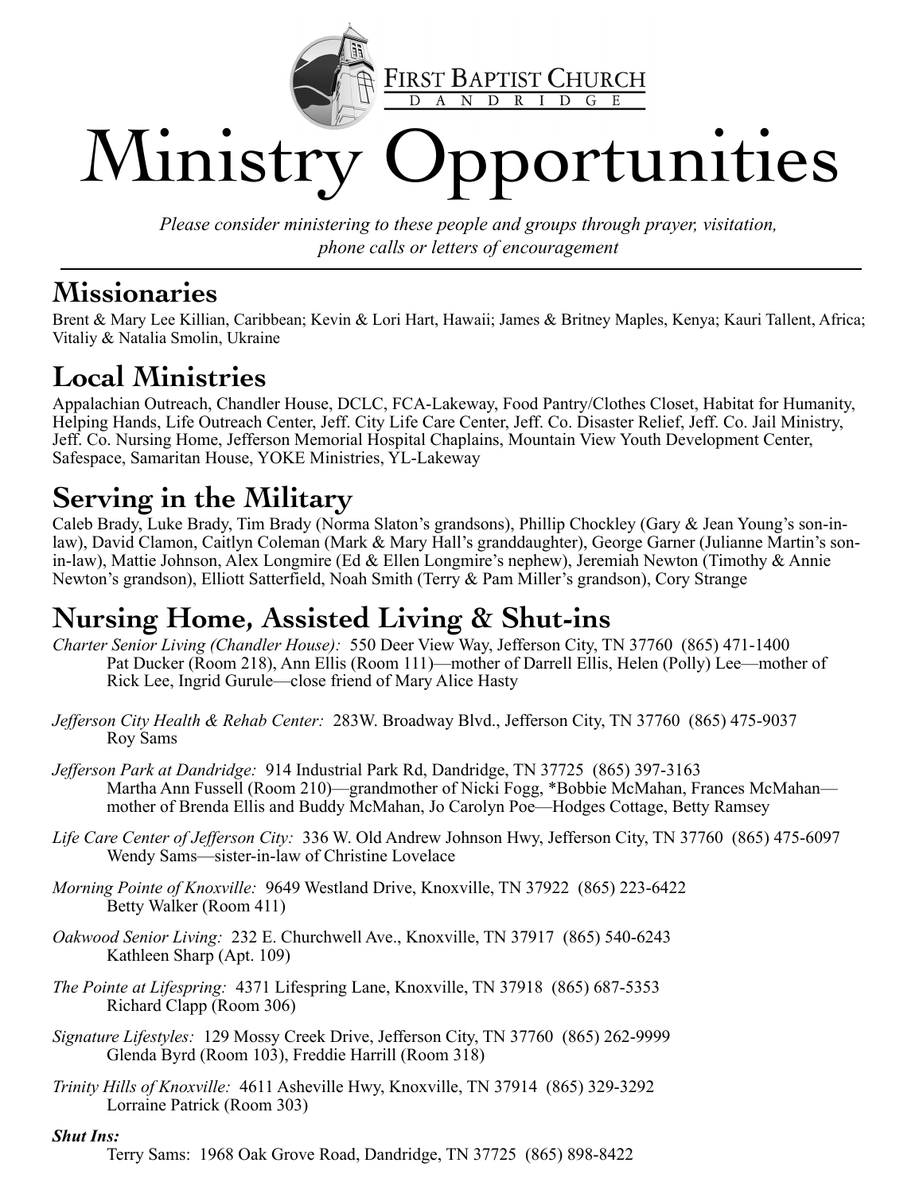FIRST BAPTIST CHURCH
DANDRIDGE

# Ministry Opportunities

*Please consider ministering to these people and groups through prayer, visitation, phone calls or letters of encouragement*

## Missionaries

Brent & Mary Lee Killian, Caribbean; Kevin & Lori Hart, Hawaii; James & Britney Maples, Kenya; Kauri Tallent, Africa; Vitaliy & Natalia Smolin, Ukraine

## Local Ministries

Appalachian Outreach, Chandler House, DCLC, FCA-Lakeway, Food Pantry/Clothes Closet, Habitat for Humanity, Helping Hands, Life Outreach Center, Jeff. City Life Care Center, Jeff. Co. Disaster Relief, Jeff. Co. Jail Ministry, Jeff. Co. Nursing Home, Jefferson Memorial Hospital Chaplains, Mountain View Youth Development Center, Safespace, Samaritan House, YOKE Ministries, YL-Lakeway

## Serving in the Military

Caleb Brady, Luke Brady, Tim Brady (Norma Slaton's grandsons), Phillip Chockley (Gary & Jean Young's son-in-law), David Clamon, Caitlyn Coleman (Mark & Mary Hall's granddaughter), George Garner (Julianne Martin's son-in-law), Mattie Johnson, Alex Longmire (Ed & Ellen Longmire's nephew), Jeremiah Newton (Timothy & Annie Newton's grandson), Elliott Satterfield, Noah Smith (Terry & Pam Miller's grandson), Cory Strange

## Nursing Home, Assisted Living & Shut-ins

*Charter Senior Living (Chandler House):* 550 Deer View Way, Jefferson City, TN 37760 (865) 471-1400
Pat Ducker (Room 218), Ann Ellis (Room 111)—mother of Darrell Ellis, Helen (Polly) Lee—mother of Rick Lee, Ingrid Gurule—close friend of Mary Alice Hasty

*Jefferson City Health & Rehab Center:* 283W. Broadway Blvd., Jefferson City, TN 37760 (865) 475-9037
Roy Sams

*Jefferson Park at Dandridge:* 914 Industrial Park Rd, Dandridge, TN 37725 (865) 397-3163
Martha Ann Fussell (Room 210)—grandmother of Nicki Fogg, *Bobbie McMahan, Frances McMahan—mother of Brenda Ellis and Buddy McMahan, Jo Carolyn Poe—Hodges Cottage, Betty Ramsey

*Life Care Center of Jefferson City:* 336 W. Old Andrew Johnson Hwy, Jefferson City, TN 37760 (865) 475-6097
Wendy Sams—sister-in-law of Christine Lovelace

*Morning Pointe of Knoxville:* 9649 Westland Drive, Knoxville, TN 37922 (865) 223-6422
Betty Walker (Room 411)

*Oakwood Senior Living:* 232 E. Churchwell Ave., Knoxville, TN 37917 (865) 540-6243
Kathleen Sharp (Apt. 109)

*The Pointe at Lifespring:* 4371 Lifespring Lane, Knoxville, TN 37918 (865) 687-5353
Richard Clapp (Room 306)

*Signature Lifestyles:* 129 Mossy Creek Drive, Jefferson City, TN 37760 (865) 262-9999
Glenda Byrd (Room 103), Freddie Harrill (Room 318)

*Trinity Hills of Knoxville:* 4611 Asheville Hwy, Knoxville, TN 37914 (865) 329-3292
Lorraine Patrick (Room 303)

***Shut Ins:***
Terry Sams: 1968 Oak Grove Road, Dandridge, TN 37725 (865) 898-8422